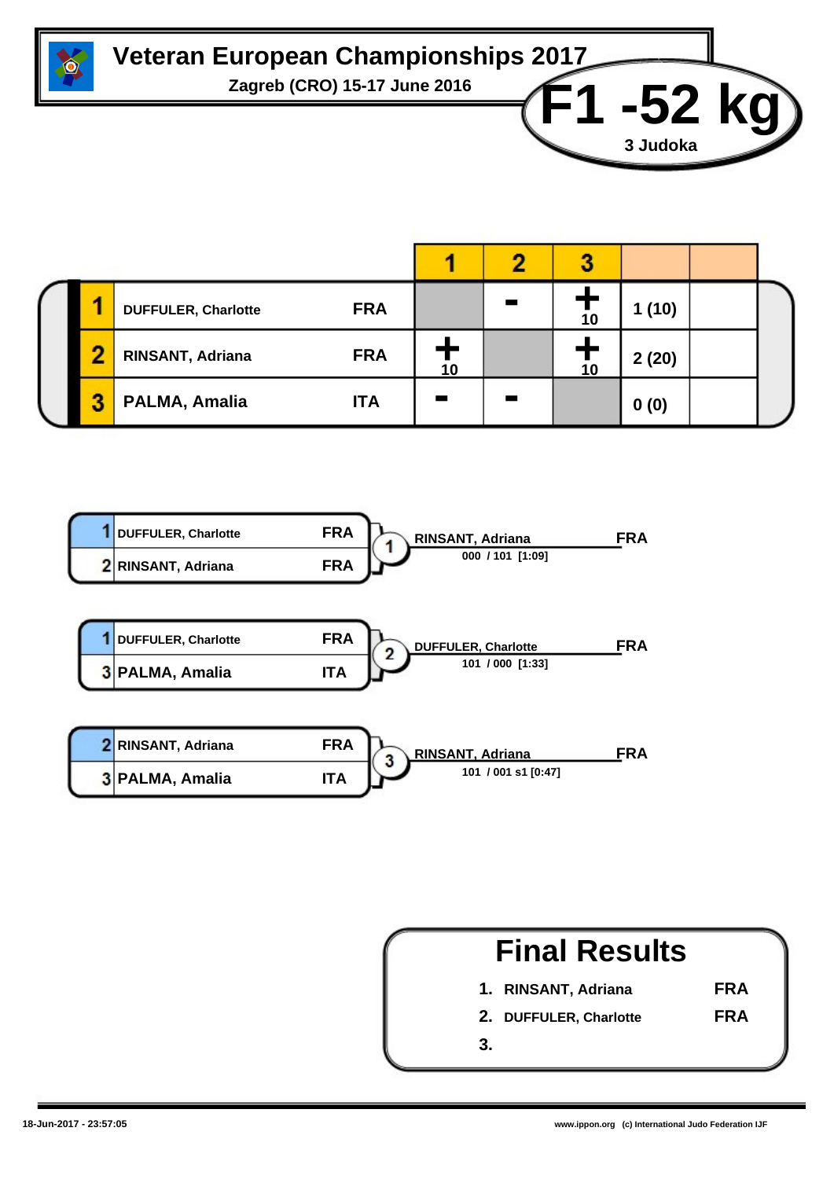# Veteran European Championships 2017

**Zagreb (CRO) 15-17 June 2016**

## F1 -52 kg

**3 Judoka**

| | Name | Nation | 1 | 2 | 3 | | |
|---|---|---|---|---|---|---|---|
| 1 | DUFFULER, Charlotte | FRA | | - | + 10 | 1 (10) | |
| 2 | RINSANT, Adriana | FRA | + 10 | | + 10 | 2 (20) | |
| 3 | PALMA, Amalia | ITA | - | - | | 0 (0) | |

| Contest | Competitor | Nation | Competitor | Nation | Winner | Nation | Score |
|---|---|---|---|---|---|---|---|
| 1 | 1 DUFFULER, Charlotte | FRA | 2 RINSANT, Adriana | FRA | RINSANT, Adriana | FRA | 000 / 101 [1:09] |
| 2 | 1 DUFFULER, Charlotte | FRA | 3 PALMA, Amalia | ITA | DUFFULER, Charlotte | FRA | 101 / 000 [1:33] |
| 3 | 2 RINSANT, Adriana | FRA | 3 PALMA, Amalia | ITA | RINSANT, Adriana | FRA | 101 / 001 s1 [0:47] |

## Final Results

| | Name | Nation |
|---|---|---|
| 1. | RINSANT, Adriana | FRA |
| 2. | DUFFULER, Charlotte | FRA |
| 3. | | |

18-Jun-2017 - 23:57:05

www.ippon.org (c) International Judo Federation IJF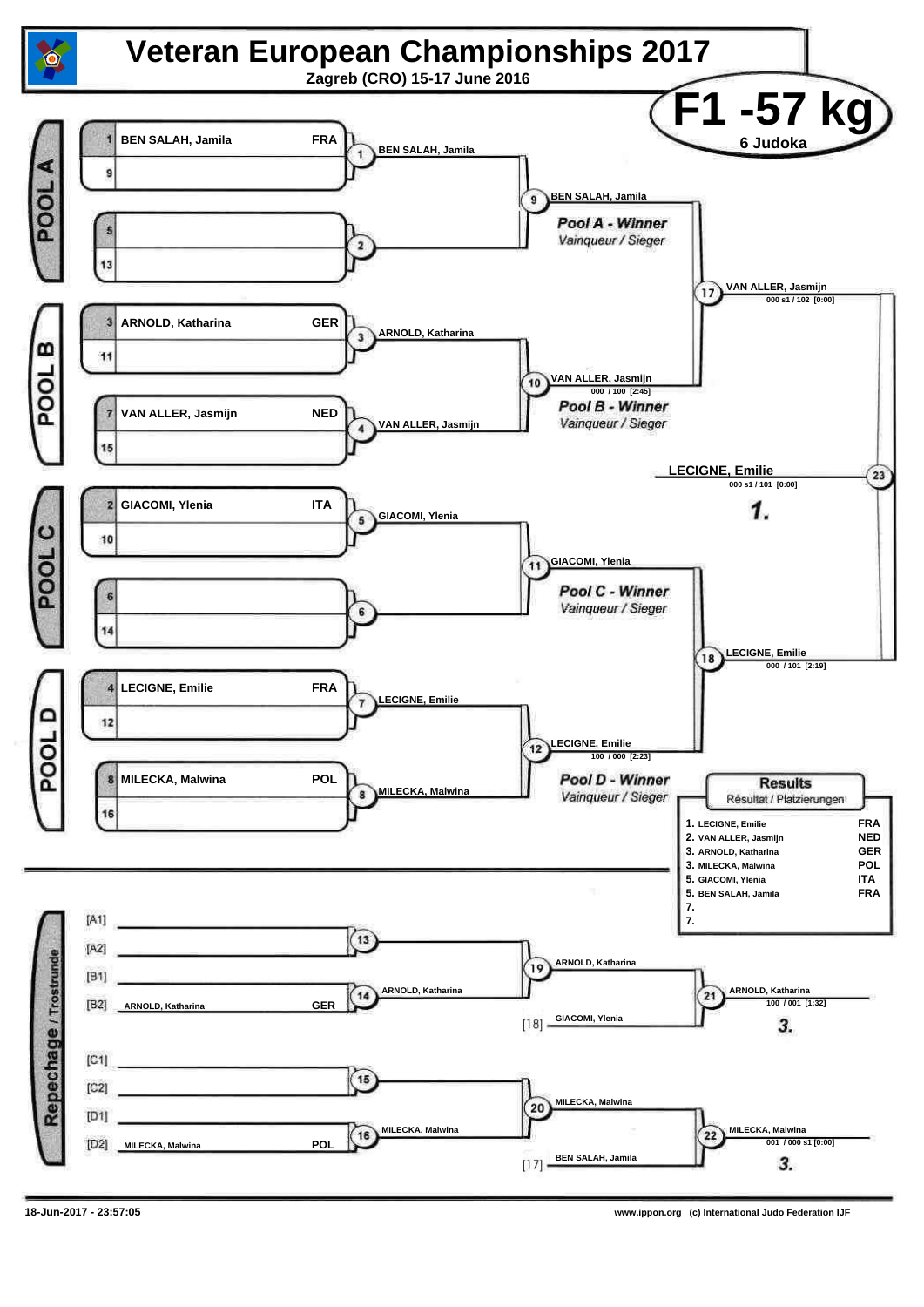# Veteran European Championships 2017

**Zagreb (CRO) 15-17 June 2016**

## F1 -57 kg

**6 Judoka**

### POOL A

| Seed | Name | Country |
|---|---|---|
| 1 | BEN SALAH, Jamila | FRA |
| 9 | | |
| 5 | | |
| 13 | | |

- Contest 1: BEN SALAH, Jamila
- Contest 2:
- Contest 9: BEN SALAH, Jamila

*Pool A - Winner*
*Vainqueur / Sieger*

### POOL B

| Seed | Name | Country |
|---|---|---|
| 3 | ARNOLD, Katharina | GER |
| 11 | | |
| 7 | VAN ALLER, Jasmijn | NED |
| 15 | | |

- Contest 3: ARNOLD, Katharina
- Contest 4: VAN ALLER, Jasmijn
- Contest 10: VAN ALLER, Jasmijn 000 / 100 [2:45]

*Pool B - Winner*
*Vainqueur / Sieger*

- Contest 17: VAN ALLER, Jasmijn 000 s1 / 102 [0:00]

### POOL C

| Seed | Name | Country |
|---|---|---|
| 2 | GIACOMI, Ylenia | ITA |
| 10 | | |
| 6 | | |
| 14 | | |

- Contest 5: GIACOMI, Ylenia
- Contest 6:
- Contest 11: GIACOMI, Ylenia

*Pool C - Winner*
*Vainqueur / Sieger*

### POOL D

| Seed | Name | Country |
|---|---|---|
| 4 | LECIGNE, Emilie | FRA |
| 12 | | |
| 8 | MILECKA, Malwina | POL |
| 16 | | |

- Contest 7: LECIGNE, Emilie
- Contest 8: MILECKA, Malwina
- Contest 12: LECIGNE, Emilie 100 / 000 [2:23]

*Pool D - Winner*
*Vainqueur / Sieger*

- Contest 18: LECIGNE, Emilie 000 / 101 [2:19]

### Final

- Contest 23: **LECIGNE, Emilie** 000 s1 / 101 [0:00] — **1.**

### Results

*Résultat / Platzierungen*

| Place | Name | Country |
|---|---|---|
| 1. | LECIGNE, Emilie | FRA |
| 2. | VAN ALLER, Jasmijn | NED |
| 3. | ARNOLD, Katharina | GER |
| 3. | MILECKA, Malwina | POL |
| 5. | GIACOMI, Ylenia | ITA |
| 5. | BEN SALAH, Jamila | FRA |
| 7. | | |
| 7. | | |

### Repechage / Trostrunde

| Slot | Name | Country |
|---|---|---|
| [A1] | | |
| [A2] | | |
| [B1] | | |
| [B2] | ARNOLD, Katharina | GER |
| [C1] | | |
| [C2] | | |
| [D1] | | |
| [D2] | MILECKA, Malwina | POL |

- Contest 13:
- Contest 14: ARNOLD, Katharina
- Contest 19: ARNOLD, Katharina
- [18] GIACOMI, Ylenia
- Contest 21: ARNOLD, Katharina 100 / 001 [1:32] — **3.**
- Contest 15:
- Contest 16: MILECKA, Malwina
- Contest 20: MILECKA, Malwina
- [17] BEN SALAH, Jamila
- Contest 22: MILECKA, Malwina 001 / 000 s1 [0:00] — **3.**

18-Jun-2017 - 23:57:05 www.ippon.org (c) International Judo Federation IJF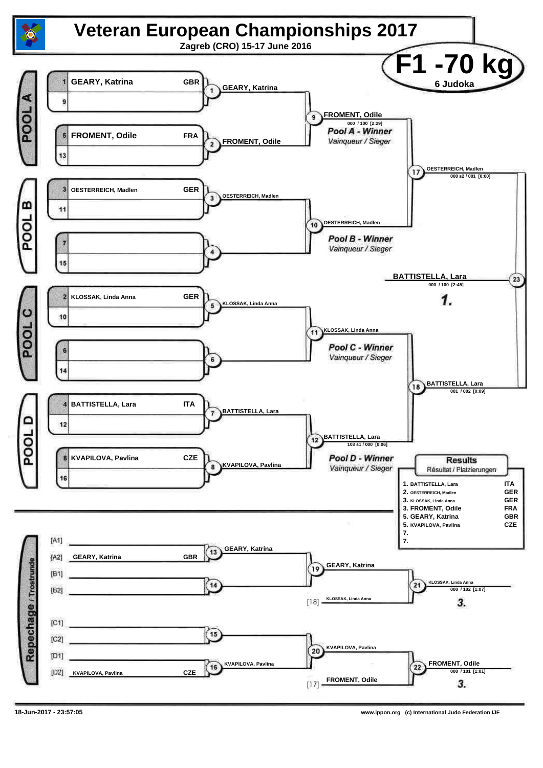# Veteran European Championships 2017

Zagreb (CRO) 15-17 June 2016

## F1 -70 kg

6 Judoka

### POOL A

| Seed | Name | Nation |
|---|---|---|
| 1 | GEARY, Katrina | GBR |
| 9 | | |
| 5 | FROMENT, Odile | FRA |
| 13 | | |

- Match 1: GEARY, Katrina
- Match 2: FROMENT, Odile
- Match 9: FROMENT, Odile — 000 / 100 [2:29]

*Pool A - Winner*
*Vainqueur / Sieger*

### POOL B

| Seed | Name | Nation |
|---|---|---|
| 3 | OESTERREICH, Madlen | GER |
| 11 | | |
| 7 | | |
| 15 | | |

- Match 3: OESTERREICH, Madlen
- Match 4:
- Match 10: OESTERREICH, Madlen

*Pool B - Winner*
*Vainqueur / Sieger*

- Match 17: OESTERREICH, Madlen — 000 s2 / 001 [0:00]

### POOL C

| Seed | Name | Nation |
|---|---|---|
| 2 | KLOSSAK, Linda Anna | GER |
| 10 | | |
| 6 | | |
| 14 | | |

- Match 5: KLOSSAK, Linda Anna
- Match 6:
- Match 11: KLOSSAK, Linda Anna

*Pool C - Winner*
*Vainqueur / Sieger*

### POOL D

| Seed | Name | Nation |
|---|---|---|
| 4 | BATTISTELLA, Lara | ITA |
| 12 | | |
| 8 | KVAPILOVA, Pavlina | CZE |
| 16 | | |

- Match 7: BATTISTELLA, Lara
- Match 8: KVAPILOVA, Pavlina
- Match 12: BATTISTELLA, Lara — 103 s1 / 000 [0:06]

*Pool D - Winner*
*Vainqueur / Sieger*

- Match 18: BATTISTELLA, Lara — 001 / 002 [0:09]

### Final

- Match 23: BATTISTELLA, Lara — 000 / 100 [2:45]

**1.**

### Results
Résultat / Platzierungen

| Place | Name | Nation |
|---|---|---|
| 1. | BATTISTELLA, Lara | ITA |
| 2. | OESTERREICH, Madlen | GER |
| 3. | KLOSSAK, Linda Anna | GER |
| 3. | FROMENT, Odile | FRA |
| 5. | GEARY, Katrina | GBR |
| 5. | KVAPILOVA, Pavlina | CZE |
| 7. | | |
| 7. | | |

### Repechage / Trostrunde

| Slot | Name | Nation |
|---|---|---|
| [A1] | | |
| [A2] | GEARY, Katrina | GBR |
| [B1] | | |
| [B2] | | |
| [C1] | | |
| [C2] | | |
| [D1] | | |
| [D2] | KVAPILOVA, Pavlina | CZE |

- Match 13: GEARY, Katrina
- Match 14:
- Match 19: GEARY, Katrina
- [18] KLOSSAK, Linda Anna
- Match 21: KLOSSAK, Linda Anna — 000 / 102 [1:07] — **3.**
- Match 15:
- Match 16: KVAPILOVA, Pavlina
- Match 20: KVAPILOVA, Pavlina
- [17] FROMENT, Odile
- Match 22: FROMENT, Odile — 000 / 101 [1:01] — **3.**

18-Jun-2017 - 23:57:05

www.ippon.org (c) International Judo Federation IJF